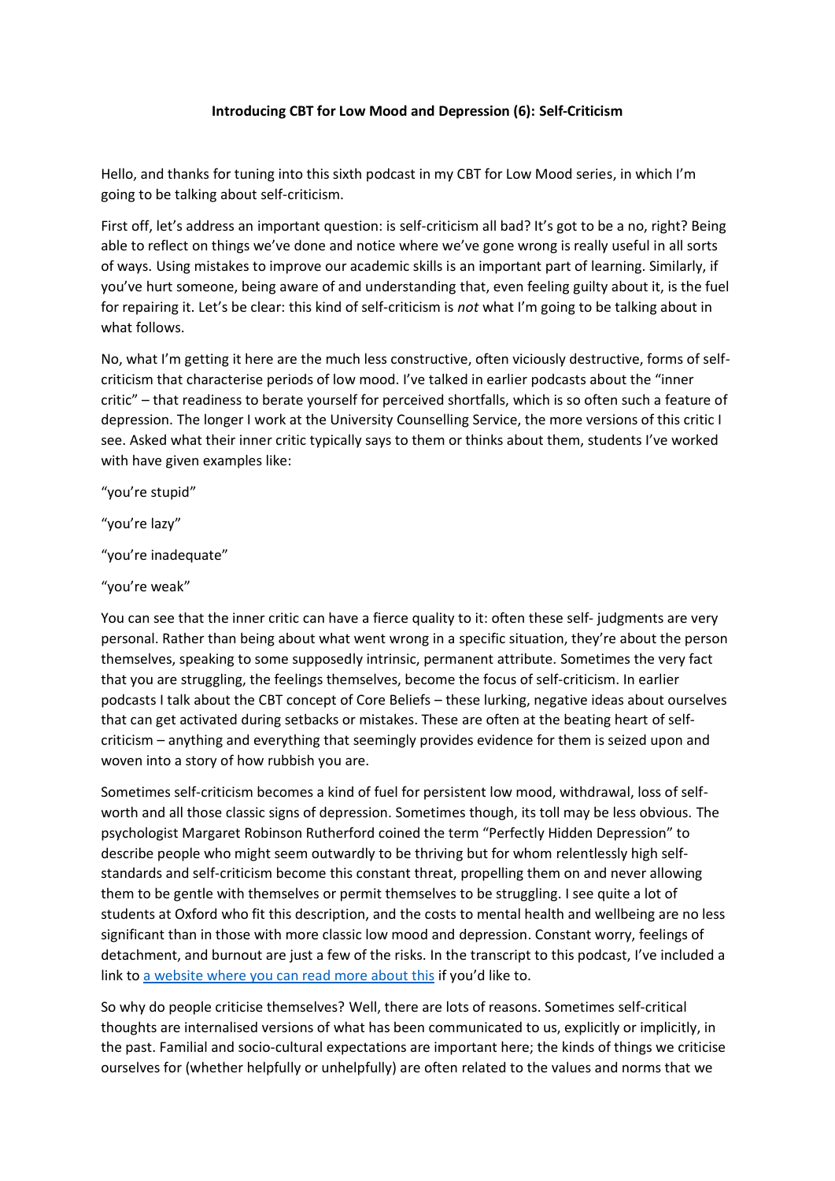**Introducing CBT for Low Mood and Depression (6): Self-Criticism**

Hello, and thanks for tuning into this sixth podcast in my CBT for Low Mood series, in which I'm going to be talking about self-criticism.

First off, let's address an important question: is self-criticism all bad? It's got to be a no, right? Being able to reflect on things we've done and notice where we've gone wrong is really useful in all sorts of ways. Using mistakes to improve our academic skills is an important part of learning. Similarly, if you've hurt someone, being aware of and understanding that, even feeling guilty about it, is the fuel for repairing it. Let's be clear: this kind of self-criticism is *not* what I'm going to be talking about in what follows.

No, what I'm getting it here are the much less constructive, often viciously destructive, forms of self-criticism that characterise periods of low mood. I've talked in earlier podcasts about the "inner critic" – that readiness to berate yourself for perceived shortfalls, which is so often such a feature of depression. The longer I work at the University Counselling Service, the more versions of this critic I see. Asked what their inner critic typically says to them or thinks about them, students I've worked with have given examples like:

"you're stupid"

"you're lazy"

"you're inadequate"

"you're weak"

You can see that the inner critic can have a fierce quality to it: often these self- judgments are very personal. Rather than being about what went wrong in a specific situation, they're about the person themselves, speaking to some supposedly intrinsic, permanent attribute. Sometimes the very fact that you are struggling, the feelings themselves, become the focus of self-criticism. In earlier podcasts I talk about the CBT concept of Core Beliefs – these lurking, negative ideas about ourselves that can get activated during setbacks or mistakes. These are often at the beating heart of self-criticism – anything and everything that seemingly provides evidence for them is seized upon and woven into a story of how rubbish you are.

Sometimes self-criticism becomes a kind of fuel for persistent low mood, withdrawal, loss of self-worth and all those classic signs of depression. Sometimes though, its toll may be less obvious. The psychologist Margaret Robinson Rutherford coined the term "Perfectly Hidden Depression" to describe people who might seem outwardly to be thriving but for whom relentlessly high self-standards and self-criticism become this constant threat, propelling them on and never allowing them to be gentle with themselves or permit themselves to be struggling. I see quite a lot of students at Oxford who fit this description, and the costs to mental health and wellbeing are no less significant than in those with more classic low mood and depression. Constant worry, feelings of detachment, and burnout are just a few of the risks. In the transcript to this podcast, I've included a link to [a website where you can read more about this] if you'd like to.

So why do people criticise themselves? Well, there are lots of reasons. Sometimes self-critical thoughts are internalised versions of what has been communicated to us, explicitly or implicitly, in the past. Familial and socio-cultural expectations are important here; the kinds of things we criticise ourselves for (whether helpfully or unhelpfully) are often related to the values and norms that we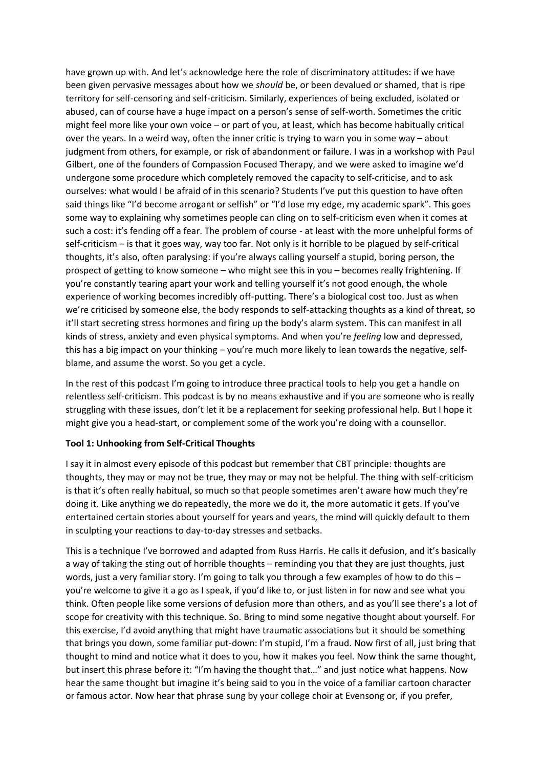have grown up with. And let's acknowledge here the role of discriminatory attitudes: if we have been given pervasive messages about how we *should* be, or been devalued or shamed, that is ripe territory for self-censoring and self-criticism. Similarly, experiences of being excluded, isolated or abused, can of course have a huge impact on a person's sense of self-worth. Sometimes the critic might feel more like your own voice – or part of you, at least, which has become habitually critical over the years. In a weird way, often the inner critic is trying to warn you in some way – about judgment from others, for example, or risk of abandonment or failure. I was in a workshop with Paul Gilbert, one of the founders of Compassion Focused Therapy, and we were asked to imagine we'd undergone some procedure which completely removed the capacity to self-criticise, and to ask ourselves: what would I be afraid of in this scenario? Students I've put this question to have often said things like "I'd become arrogant or selfish" or "I'd lose my edge, my academic spark". This goes some way to explaining why sometimes people can cling on to self-criticism even when it comes at such a cost: it's fending off a fear. The problem of course - at least with the more unhelpful forms of self-criticism – is that it goes way, way too far. Not only is it horrible to be plagued by self-critical thoughts, it's also, often paralysing: if you're always calling yourself a stupid, boring person, the prospect of getting to know someone – who might see this in you – becomes really frightening. If you're constantly tearing apart your work and telling yourself it's not good enough, the whole experience of working becomes incredibly off-putting. There's a biological cost too. Just as when we're criticised by someone else, the body responds to self-attacking thoughts as a kind of threat, so it'll start secreting stress hormones and firing up the body's alarm system. This can manifest in all kinds of stress, anxiety and even physical symptoms. And when you're *feeling* low and depressed, this has a big impact on your thinking – you're much more likely to lean towards the negative, self-blame, and assume the worst. So you get a cycle.

In the rest of this podcast I'm going to introduce three practical tools to help you get a handle on relentless self-criticism. This podcast is by no means exhaustive and if you are someone who is really struggling with these issues, don't let it be a replacement for seeking professional help. But I hope it might give you a head-start, or complement some of the work you're doing with a counsellor.

**Tool 1: Unhooking from Self-Critical Thoughts**

I say it in almost every episode of this podcast but remember that CBT principle: thoughts are thoughts, they may or may not be true, they may or may not be helpful. The thing with self-criticism is that it's often really habitual, so much so that people sometimes aren't aware how much they're doing it. Like anything we do repeatedly, the more we do it, the more automatic it gets. If you've entertained certain stories about yourself for years and years, the mind will quickly default to them in sculpting your reactions to day-to-day stresses and setbacks.

This is a technique I've borrowed and adapted from Russ Harris. He calls it defusion, and it's basically a way of taking the sting out of horrible thoughts – reminding you that they are just thoughts, just words, just a very familiar story. I'm going to talk you through a few examples of how to do this – you're welcome to give it a go as I speak, if you'd like to, or just listen in for now and see what you think. Often people like some versions of defusion more than others, and as you'll see there's a lot of scope for creativity with this technique. So. Bring to mind some negative thought about yourself. For this exercise, I'd avoid anything that might have traumatic associations but it should be something that brings you down, some familiar put-down: I'm stupid, I'm a fraud. Now first of all, just bring that thought to mind and notice what it does to you, how it makes you feel. Now think the same thought, but insert this phrase before it: "I'm having the thought that…" and just notice what happens. Now hear the same thought but imagine it's being said to you in the voice of a familiar cartoon character or famous actor. Now hear that phrase sung by your college choir at Evensong or, if you prefer,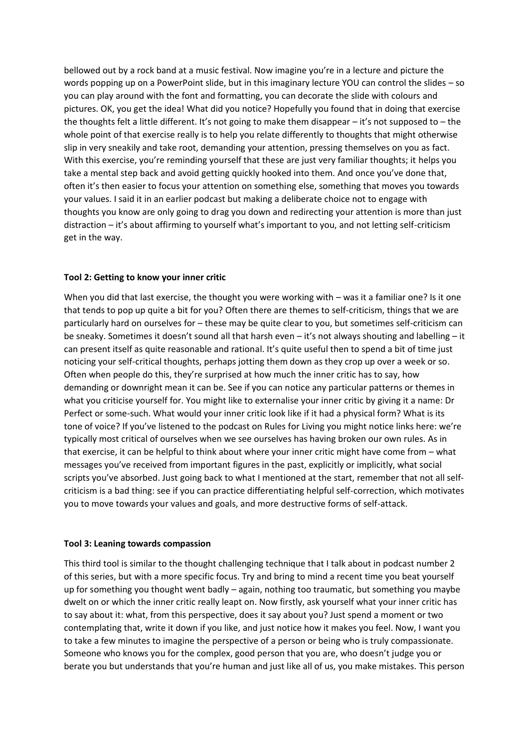bellowed out by a rock band at a music festival. Now imagine you're in a lecture and picture the words popping up on a PowerPoint slide, but in this imaginary lecture YOU can control the slides – so you can play around with the font and formatting, you can decorate the slide with colours and pictures. OK, you get the idea! What did you notice? Hopefully you found that in doing that exercise the thoughts felt a little different. It's not going to make them disappear – it's not supposed to – the whole point of that exercise really is to help you relate differently to thoughts that might otherwise slip in very sneakily and take root, demanding your attention, pressing themselves on you as fact. With this exercise, you're reminding yourself that these are just very familiar thoughts; it helps you take a mental step back and avoid getting quickly hooked into them. And once you've done that, often it's then easier to focus your attention on something else, something that moves you towards your values. I said it in an earlier podcast but making a deliberate choice not to engage with thoughts you know are only going to drag you down and redirecting your attention is more than just distraction – it's about affirming to yourself what's important to you, and not letting self-criticism get in the way.

**Tool 2: Getting to know your inner critic**

When you did that last exercise, the thought you were working with – was it a familiar one? Is it one that tends to pop up quite a bit for you? Often there are themes to self-criticism, things that we are particularly hard on ourselves for – these may be quite clear to you, but sometimes self-criticism can be sneaky. Sometimes it doesn't sound all that harsh even – it's not always shouting and labelling – it can present itself as quite reasonable and rational. It's quite useful then to spend a bit of time just noticing your self-critical thoughts, perhaps jotting them down as they crop up over a week or so. Often when people do this, they're surprised at how much the inner critic has to say, how demanding or downright mean it can be. See if you can notice any particular patterns or themes in what you criticise yourself for. You might like to externalise your inner critic by giving it a name: Dr Perfect or some-such. What would your inner critic look like if it had a physical form? What is its tone of voice? If you've listened to the podcast on Rules for Living you might notice links here: we're typically most critical of ourselves when we see ourselves has having broken our own rules. As in that exercise, it can be helpful to think about where your inner critic might have come from – what messages you've received from important figures in the past, explicitly or implicitly, what social scripts you've absorbed. Just going back to what I mentioned at the start, remember that not all self-criticism is a bad thing: see if you can practice differentiating helpful self-correction, which motivates you to move towards your values and goals, and more destructive forms of self-attack.

**Tool 3: Leaning towards compassion**

This third tool is similar to the thought challenging technique that I talk about in podcast number 2 of this series, but with a more specific focus. Try and bring to mind a recent time you beat yourself up for something you thought went badly – again, nothing too traumatic, but something you maybe dwelt on or which the inner critic really leapt on. Now firstly, ask yourself what your inner critic has to say about it: what, from this perspective, does it say about you? Just spend a moment or two contemplating that, write it down if you like, and just notice how it makes you feel. Now, I want you to take a few minutes to imagine the perspective of a person or being who is truly compassionate. Someone who knows you for the complex, good person that you are, who doesn't judge you or berate you but understands that you're human and just like all of us, you make mistakes. This person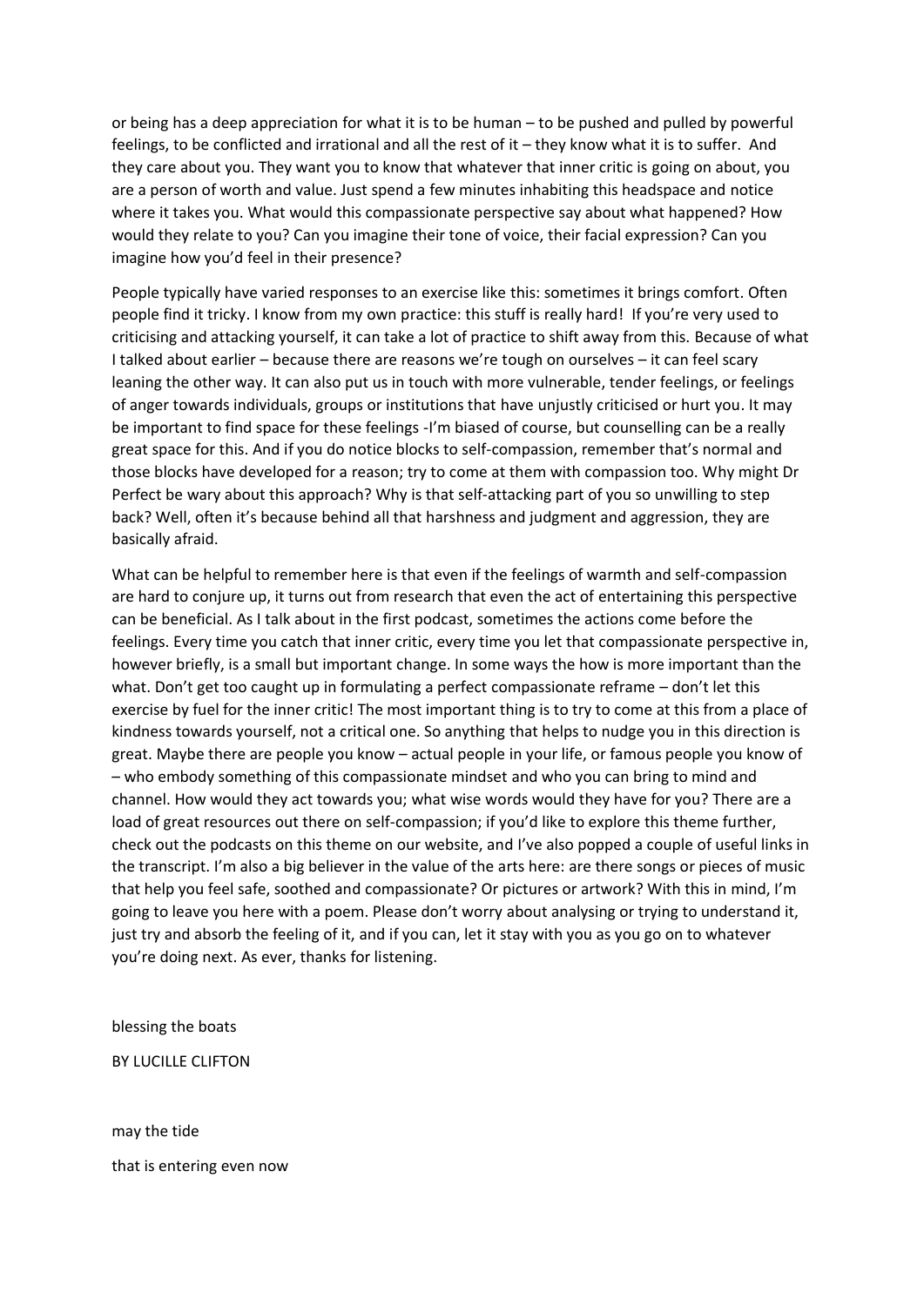or being has a deep appreciation for what it is to be human – to be pushed and pulled by powerful feelings, to be conflicted and irrational and all the rest of it – they know what it is to suffer. And they care about you. They want you to know that whatever that inner critic is going on about, you are a person of worth and value. Just spend a few minutes inhabiting this headspace and notice where it takes you. What would this compassionate perspective say about what happened? How would they relate to you? Can you imagine their tone of voice, their facial expression? Can you imagine how you'd feel in their presence?

People typically have varied responses to an exercise like this: sometimes it brings comfort. Often people find it tricky. I know from my own practice: this stuff is really hard! If you're very used to criticising and attacking yourself, it can take a lot of practice to shift away from this. Because of what I talked about earlier – because there are reasons we're tough on ourselves – it can feel scary leaning the other way. It can also put us in touch with more vulnerable, tender feelings, or feelings of anger towards individuals, groups or institutions that have unjustly criticised or hurt you. It may be important to find space for these feelings -I'm biased of course, but counselling can be a really great space for this. And if you do notice blocks to self-compassion, remember that's normal and those blocks have developed for a reason; try to come at them with compassion too. Why might Dr Perfect be wary about this approach? Why is that self-attacking part of you so unwilling to step back? Well, often it's because behind all that harshness and judgment and aggression, they are basically afraid.

What can be helpful to remember here is that even if the feelings of warmth and self-compassion are hard to conjure up, it turns out from research that even the act of entertaining this perspective can be beneficial. As I talk about in the first podcast, sometimes the actions come before the feelings. Every time you catch that inner critic, every time you let that compassionate perspective in, however briefly, is a small but important change. In some ways the how is more important than the what. Don't get too caught up in formulating a perfect compassionate reframe – don't let this exercise by fuel for the inner critic! The most important thing is to try to come at this from a place of kindness towards yourself, not a critical one. So anything that helps to nudge you in this direction is great. Maybe there are people you know – actual people in your life, or famous people you know of – who embody something of this compassionate mindset and who you can bring to mind and channel. How would they act towards you; what wise words would they have for you? There are a load of great resources out there on self-compassion; if you'd like to explore this theme further, check out the podcasts on this theme on our website, and I've also popped a couple of useful links in the transcript. I'm also a big believer in the value of the arts here: are there songs or pieces of music that help you feel safe, soothed and compassionate? Or pictures or artwork? With this in mind, I'm going to leave you here with a poem. Please don't worry about analysing or trying to understand it, just try and absorb the feeling of it, and if you can, let it stay with you as you go on to whatever you're doing next. As ever, thanks for listening.

blessing the boats

BY LUCILLE CLIFTON

may the tide

that is entering even now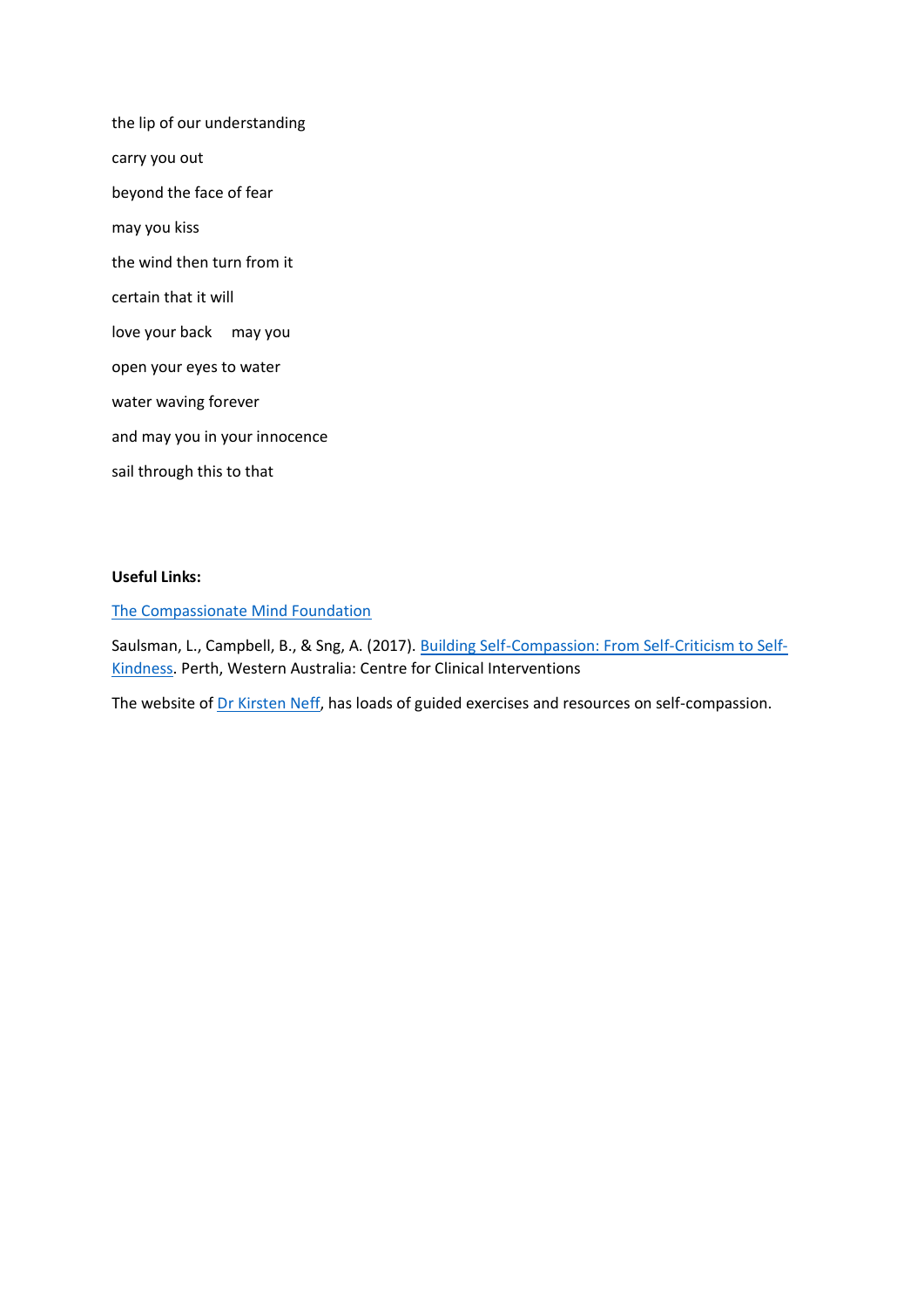the lip of our understanding

carry you out

beyond the face of fear

may you kiss

the wind then turn from it

certain that it will

love your back     may you

open your eyes to water

water waving forever

and may you in your innocence

sail through this to that

**Useful Links:**

[The Compassionate Mind Foundation]()

Saulsman, L., Campbell, B., & Sng, A. (2017). [Building Self-Compassion: From Self-Criticism to Self-Kindness](). Perth, Western Australia: Centre for Clinical Interventions

The website of [Dr Kirsten Neff](), has loads of guided exercises and resources on self-compassion.